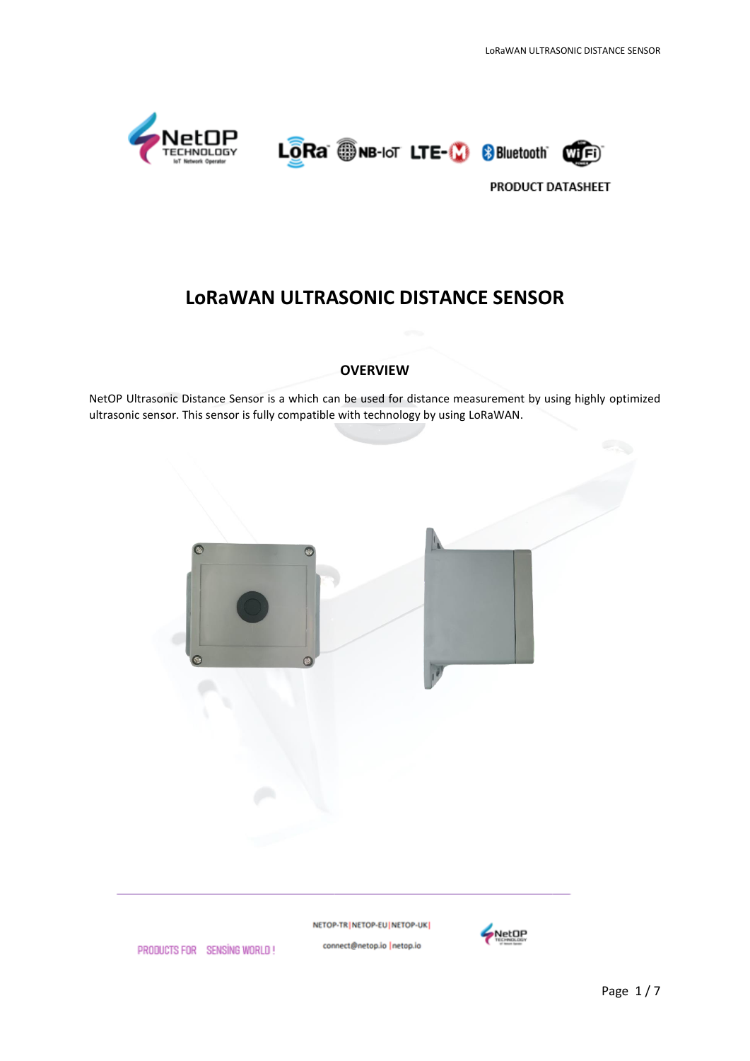PRODUCT DATASHEET

# LoRaWAN ULTRASONIC DISTANCE SENSOR

## OVERVIEW

NetOP Ultrasonic Distance Sensor is a which can be used for distance measurement by using highly optimized ultrasonic sensor. This sensor is fully compatible with technology by using LoRaWAN.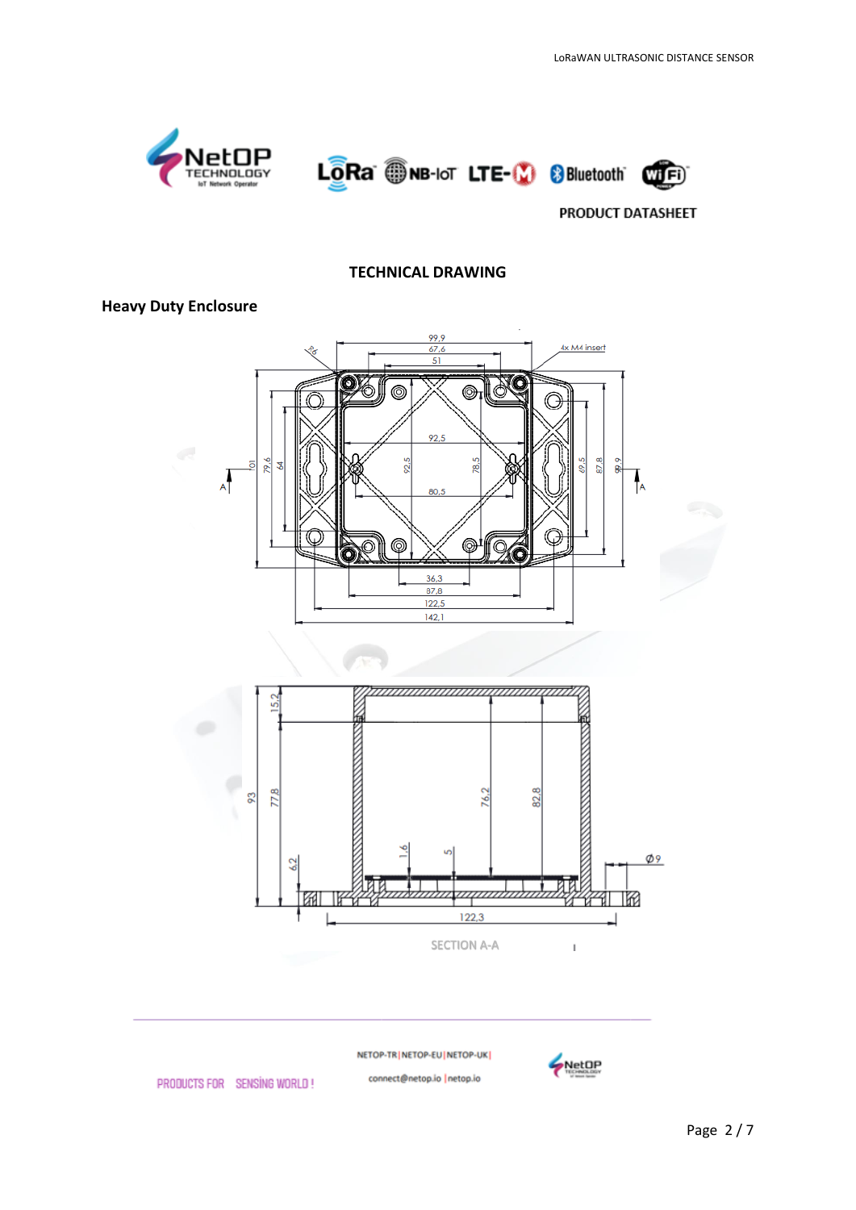PRODUCT DATASHEET

## TECHNICAL DRAWING

### Heavy Duty Enclosure

SECTION A-A

PRODUCTS FOR SENSING WORLD !

NETOP-TR | NETOP-EU | NETOP-UK |

connect@netop.io | netop.io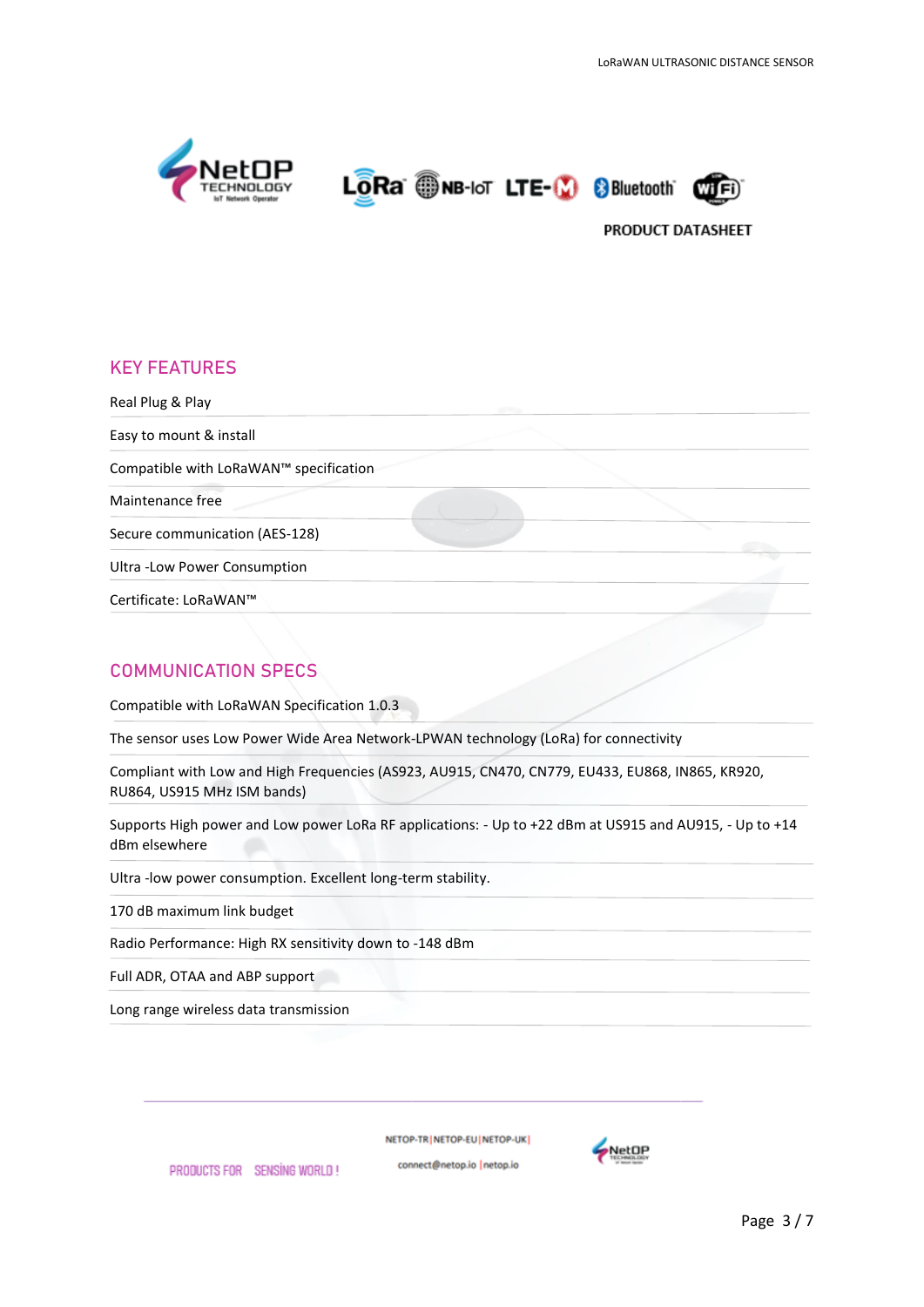PRODUCT DATASHEET

## KEY FEATURES

Real Plug & Play

Easy to mount & install

Compatible with LoRaWAN™ specification

Maintenance free

Secure communication (AES-128)

Ultra -Low Power Consumption

Certificate: LoRaWAN™

## COMMUNICATION SPECS

Compatible with LoRaWAN Specification 1.0.3

The sensor uses Low Power Wide Area Network-LPWAN technology (LoRa) for connectivity

Compliant with Low and High Frequencies (AS923, AU915, CN470, CN779, EU433, EU868, IN865, KR920, RU864, US915 MHz ISM bands)

Supports High power and Low power LoRa RF applications: - Up to +22 dBm at US915 and AU915, - Up to +14 dBm elsewhere

Ultra -low power consumption. Excellent long-term stability.

170 dB maximum link budget

Radio Performance: High RX sensitivity down to -148 dBm

Full ADR, OTAA and ABP support

Long range wireless data transmission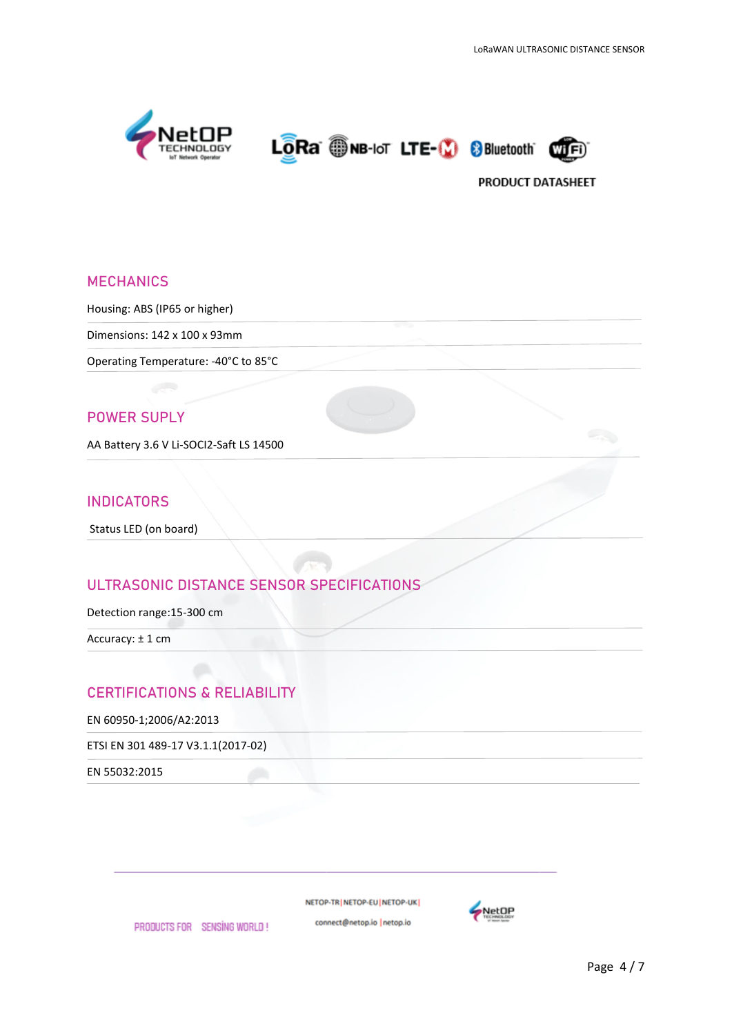PRODUCT DATASHEET

## MECHANICS

Housing: ABS (IP65 or higher)

Dimensions: 142 x 100 x 93mm

Operating Temperature: -40°C to 85°C

## POWER SUPLY

AA Battery 3.6 V Li-SOCI2-Saft LS 14500

## INDICATORS

Status LED (on board)

## ULTRASONIC DISTANCE SENSOR SPECIFICATIONS

Detection range:15-300 cm

Accuracy: ± 1 cm

## CERTIFICATIONS & RELIABILITY

EN 60950-1;2006/A2:2013

ETSI EN 301 489-17 V3.1.1(2017-02)

EN 55032:2015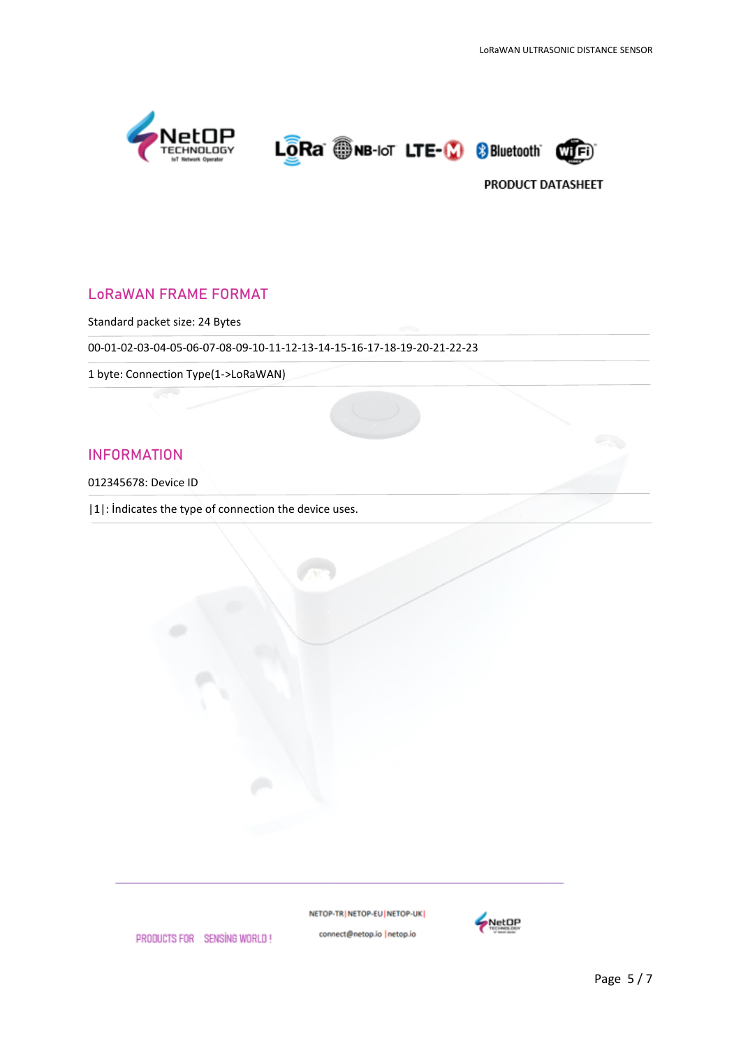## LoRaWAN FRAME FORMAT

Standard packet size: 24 Bytes

00-01-02-03-04-05-06-07-08-09-10-11-12-13-14-15-16-17-18-19-20-21-22-23

1 byte: Connection Type(1->LoRaWAN)

## INFORMATION

012345678: Device ID

|1|: İndicates the type of connection the device uses.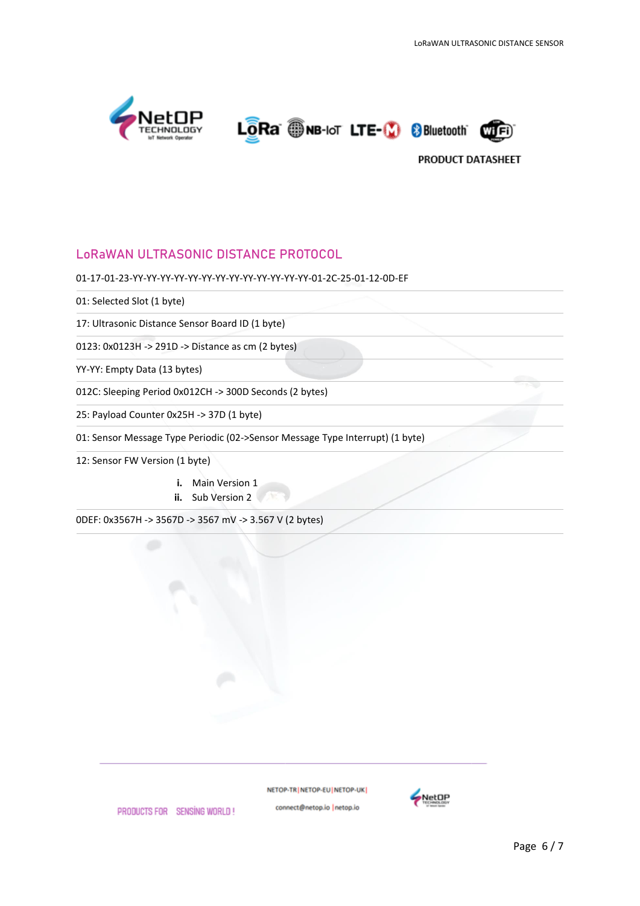PRODUCT DATASHEET

## LoRaWAN ULTRASONIC DISTANCE PROTOCOL

01-17-01-23-YY-YY-YY-YY-YY-YY-YY-YY-YY-YY-YY-YY-YY-01-2C-25-01-12-0D-EF

01: Selected Slot (1 byte)

17: Ultrasonic Distance Sensor Board ID (1 byte)

0123: 0x0123H -> 291D -> Distance as cm (2 bytes)

YY-YY: Empty Data (13 bytes)

012C: Sleeping Period 0x012CH -> 300D Seconds (2 bytes)

25: Payload Counter 0x25H -> 37D (1 byte)

01: Sensor Message Type Periodic (02->Sensor Message Type Interrupt) (1 byte)

12: Sensor FW Version (1 byte)

- i. Main Version 1
- ii. Sub Version 2

0DEF: 0x3567H -> 3567D -> 3567 mV -> 3.567 V (2 bytes)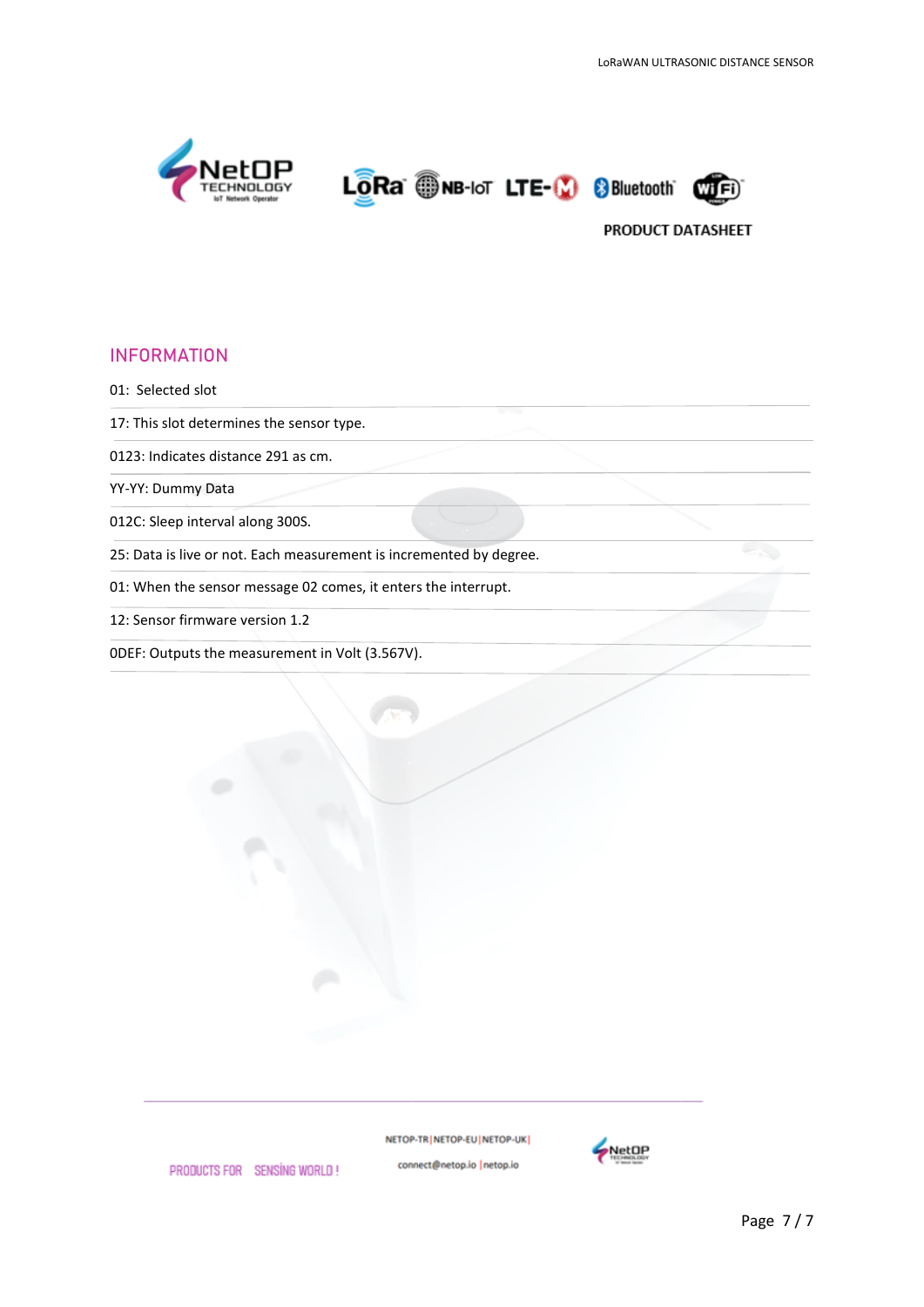## INFORMATION

01: Selected slot

17: This slot determines the sensor type.

0123: Indicates distance 291 as cm.

YY-YY: Dummy Data

012C: Sleep interval along 300S.

25: Data is live or not. Each measurement is incremented by degree.

01: When the sensor message 02 comes, it enters the interrupt.

12: Sensor firmware version 1.2

0DEF: Outputs the measurement in Volt (3.567V).